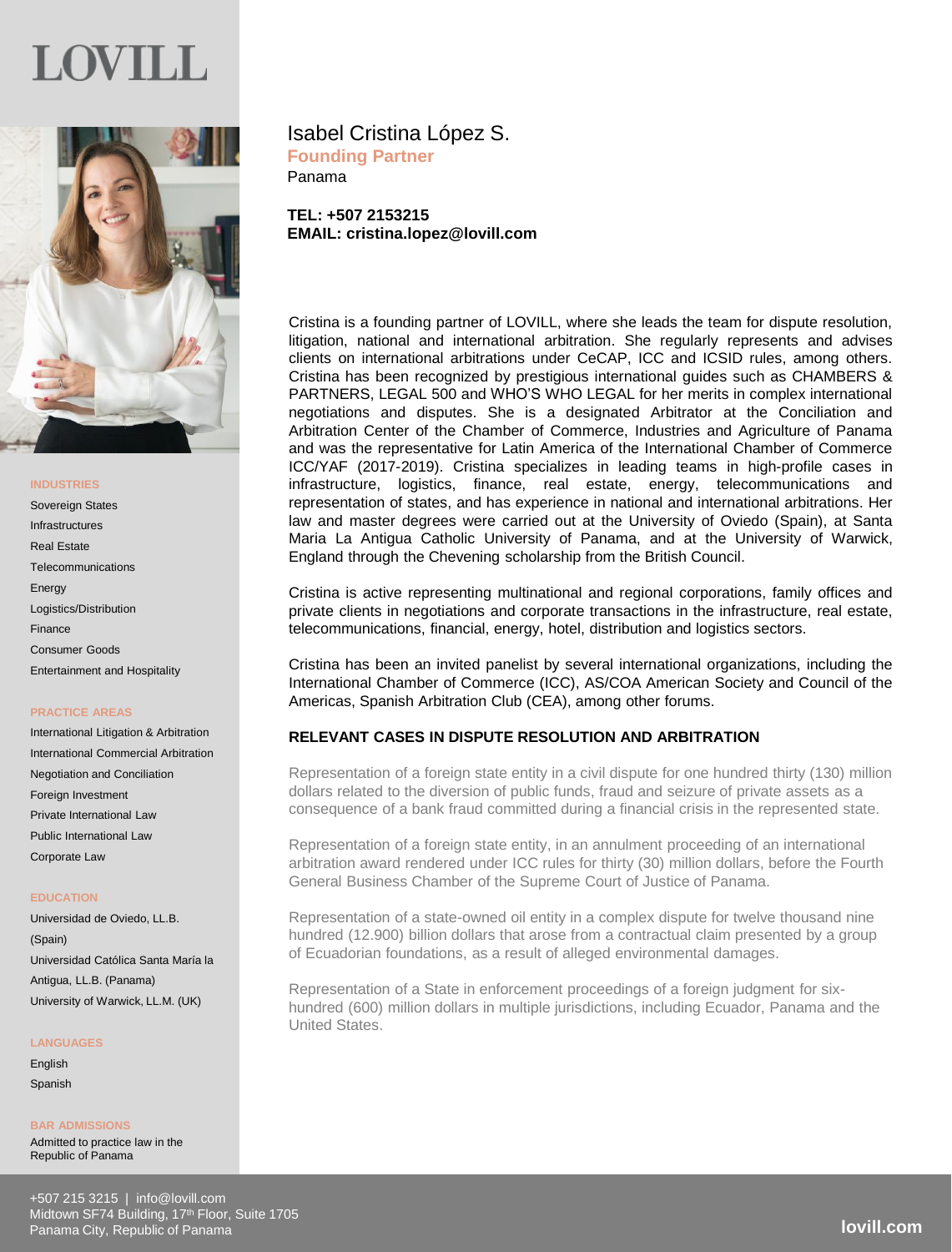# LOVILL

## Isabel Cristina López S.

**Founding Partner**

Panama

**TEL: +507 2153215**
**EMAIL: cristina.lopez@lovill.com**

Cristina is a founding partner of LOVILL, where she leads the team for dispute resolution, litigation, national and international arbitration. She regularly represents and advises clients on international arbitrations under CeCAP, ICC and ICSID rules, among others. Cristina has been recognized by prestigious international guides such as CHAMBERS & PARTNERS, LEGAL 500 and WHO'S WHO LEGAL for her merits in complex international negotiations and disputes. She is a designated Arbitrator at the Conciliation and Arbitration Center of the Chamber of Commerce, Industries and Agriculture of Panama and was the representative for Latin America of the International Chamber of Commerce ICC/YAF (2017-2019). Cristina specializes in leading teams in high-profile cases in infrastructure, logistics, finance, real estate, energy, telecommunications and representation of states, and has experience in national and international arbitrations. Her law and master degrees were carried out at the University of Oviedo (Spain), at Santa Maria La Antigua Catholic University of Panama, and at the University of Warwick, England through the Chevening scholarship from the British Council.

Cristina is active representing multinational and regional corporations, family offices and private clients in negotiations and corporate transactions in the infrastructure, real estate, telecommunications, financial, energy, hotel, distribution and logistics sectors.

Cristina has been an invited panelist by several international organizations, including the International Chamber of Commerce (ICC), AS/COA American Society and Council of the Americas, Spanish Arbitration Club (CEA), among other forums.

### RELEVANT CASES IN DISPUTE RESOLUTION AND ARBITRATION

Representation of a foreign state entity in a civil dispute for one hundred thirty (130) million dollars related to the diversion of public funds, fraud and seizure of private assets as a consequence of a bank fraud committed during a financial crisis in the represented state.

Representation of a foreign state entity, in an annulment proceeding of an international arbitration award rendered under ICC rules for thirty (30) million dollars, before the Fourth General Business Chamber of the Supreme Court of Justice of Panama.

Representation of a state-owned oil entity in a complex dispute for twelve thousand nine hundred (12.900) billion dollars that arose from a contractual claim presented by a group of Ecuadorian foundations, as a result of alleged environmental damages.

Representation of a State in enforcement proceedings of a foreign judgment for six-hundred (600) million dollars in multiple jurisdictions, including Ecuador, Panama and the United States.

#### INDUSTRIES

- Sovereign States
- Infrastructures
- Real Estate
- Telecommunications
- Energy
- Logistics/Distribution
- Finance
- Consumer Goods
- Entertainment and Hospitality

#### PRACTICE AREAS

- International Litigation & Arbitration
- International Commercial Arbitration
- Negotiation and Conciliation
- Foreign Investment
- Private International Law
- Public International Law
- Corporate Law

#### EDUCATION

- Universidad de Oviedo, LL.B. (Spain)
- Universidad Católica Santa María la Antigua, LL.B. (Panama)
- University of Warwick, LL.M. (UK)

#### LANGUAGES

- English
- Spanish

#### BAR ADMISSIONS

Admitted to practice law in the Republic of Panama

+507 215 3215 | info@lovill.com
Midtown SF74 Building, 17th Floor, Suite 1705
Panama City, Republic of Panama

lovill.com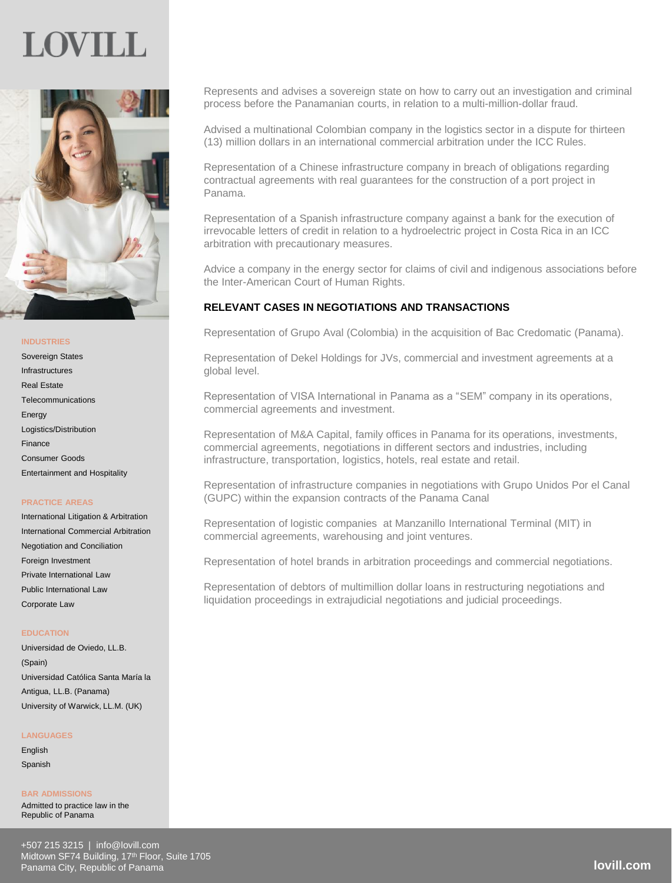# LOVILL

**INDUSTRIES**

- Sovereign States
- Infrastructures
- Real Estate
- Telecommunications
- Energy
- Logistics/Distribution
- Finance
- Consumer Goods
- Entertainment and Hospitality

**PRACTICE AREAS**

- International Litigation & Arbitration
- International Commercial Arbitration
- Negotiation and Conciliation
- Foreign Investment
- Private International Law
- Public International Law
- Corporate Law

**EDUCATION**

- Universidad de Oviedo, LL.B. (Spain)
- Universidad Católica Santa María la Antigua, LL.B. (Panama)
- University of Warwick, LL.M. (UK)

**LANGUAGES**

- English
- Spanish

**BAR ADMISSIONS**

Admitted to practice law in the Republic of Panama

---

Represents and advises a sovereign state on how to carry out an investigation and criminal process before the Panamanian courts, in relation to a multi-million-dollar fraud.

Advised a multinational Colombian company in the logistics sector in a dispute for thirteen (13) million dollars in an international commercial arbitration under the ICC Rules.

Representation of a Chinese infrastructure company in breach of obligations regarding contractual agreements with real guarantees for the construction of a port project in Panama.

Representation of a Spanish infrastructure company against a bank for the execution of irrevocable letters of credit in relation to a hydroelectric project in Costa Rica in an ICC arbitration with precautionary measures.

Advice a company in the energy sector for claims of civil and indigenous associations before the Inter-American Court of Human Rights.

## RELEVANT CASES IN NEGOTIATIONS AND TRANSACTIONS

Representation of Grupo Aval (Colombia) in the acquisition of Bac Credomatic (Panama).

Representation of Dekel Holdings for JVs, commercial and investment agreements at a global level.

Representation of VISA International in Panama as a "SEM" company in its operations, commercial agreements and investment.

Representation of M&A Capital, family offices in Panama for its operations, investments, commercial agreements, negotiations in different sectors and industries, including infrastructure, transportation, logistics, hotels, real estate and retail.

Representation of infrastructure companies in negotiations with Grupo Unidos Por el Canal (GUPC) within the expansion contracts of the Panama Canal

Representation of logistic companies at Manzanillo International Terminal (MIT) in commercial agreements, warehousing and joint ventures.

Representation of hotel brands in arbitration proceedings and commercial negotiations.

Representation of debtors of multimillion dollar loans in restructuring negotiations and liquidation proceedings in extrajudicial negotiations and judicial proceedings.

+507 215 3215 | info@lovill.com
Midtown SF74 Building, 17th Floor, Suite 1705
Panama City, Republic of Panama

lovill.com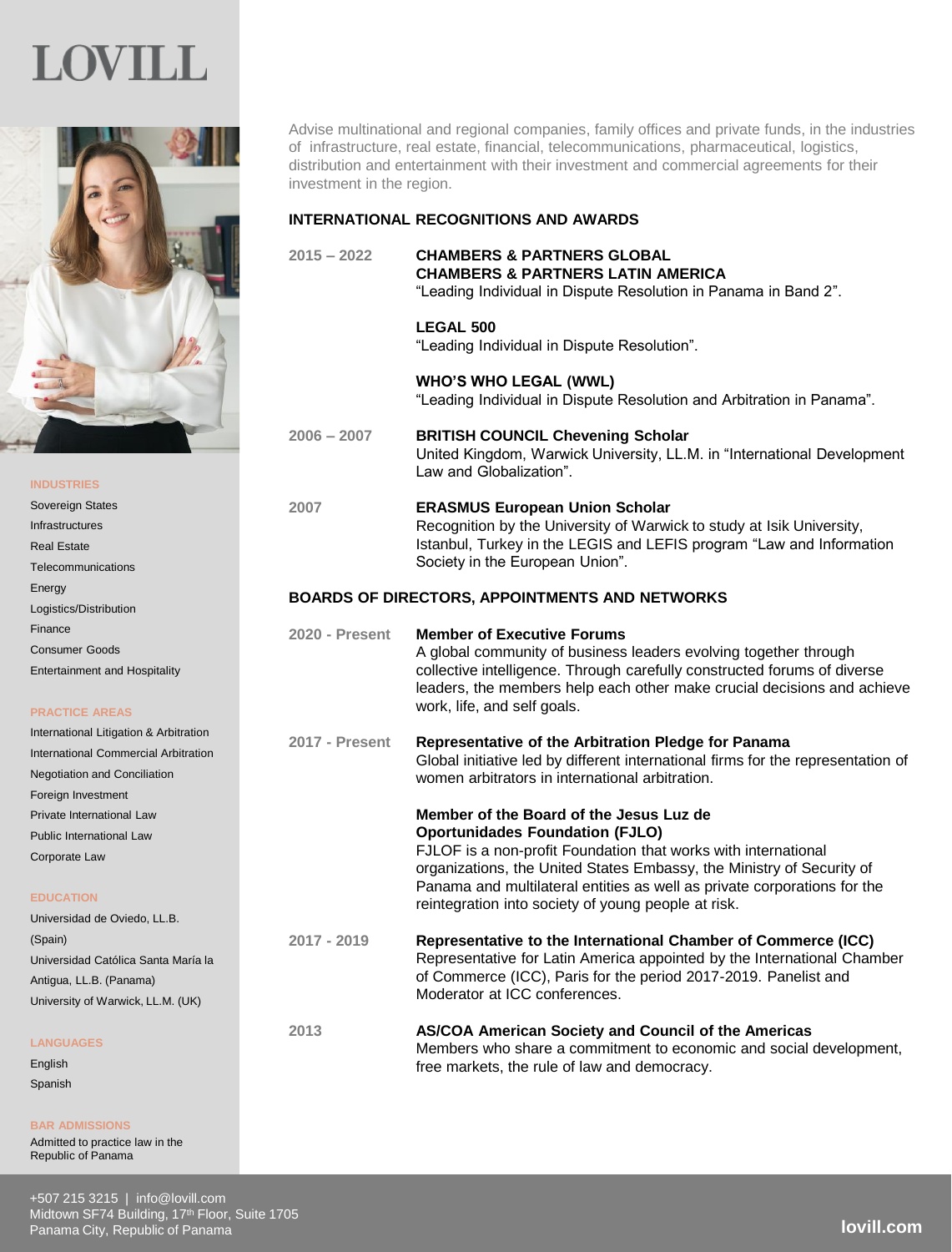# LOVILL

Advise multinational and regional companies, family offices and private funds, in the industries of infrastructure, real estate, financial, telecommunications, pharmaceutical, logistics, distribution and entertainment with their investment and commercial agreements for their investment in the region.

## INTERNATIONAL RECOGNITIONS AND AWARDS

**2015 – 2022**

**CHAMBERS & PARTNERS GLOBAL**
**CHAMBERS & PARTNERS LATIN AMERICA**
"Leading Individual in Dispute Resolution in Panama in Band 2".

**LEGAL 500**
"Leading Individual in Dispute Resolution".

**WHO'S WHO LEGAL (WWL)**
"Leading Individual in Dispute Resolution and Arbitration in Panama".

**2006 – 2007**

**BRITISH COUNCIL Chevening Scholar**
United Kingdom, Warwick University, LL.M. in "International Development Law and Globalization".

**2007**

**ERASMUS European Union Scholar**
Recognition by the University of Warwick to study at Isik University, Istanbul, Turkey in the LEGIS and LEFIS program "Law and Information Society in the European Union".

## BOARDS OF DIRECTORS, APPOINTMENTS AND NETWORKS

**2020 - Present**

**Member of Executive Forums**
A global community of business leaders evolving together through collective intelligence. Through carefully constructed forums of diverse leaders, the members help each other make crucial decisions and achieve work, life, and self goals.

**2017 - Present**

**Representative of the Arbitration Pledge for Panama**
Global initiative led by different international firms for the representation of women arbitrators in international arbitration.

**Member of the Board of the Jesus Luz de Oportunidades Foundation (FJLO)**
FJLOF is a non-profit Foundation that works with international organizations, the United States Embassy, the Ministry of Security of Panama and multilateral entities as well as private corporations for the reintegration into society of young people at risk.

**2017 - 2019**

**Representative to the International Chamber of Commerce (ICC)**
Representative for Latin America appointed by the International Chamber of Commerce (ICC), Paris for the period 2017-2019. Panelist and Moderator at ICC conferences.

**2013**

**AS/COA American Society and Council of the Americas**
Members who share a commitment to economic and social development, free markets, the rule of law and democracy.

### INDUSTRIES

- Sovereign States
- Infrastructures
- Real Estate
- Telecommunications
- Energy
- Logistics/Distribution
- Finance
- Consumer Goods
- Entertainment and Hospitality

### PRACTICE AREAS

- International Litigation & Arbitration
- International Commercial Arbitration
- Negotiation and Conciliation
- Foreign Investment
- Private International Law
- Public International Law
- Corporate Law

### EDUCATION

- Universidad de Oviedo, LL.B. (Spain)
- Universidad Católica Santa María la Antigua, LL.B. (Panama)
- University of Warwick, LL.M. (UK)

### LANGUAGES

- English
- Spanish

### BAR ADMISSIONS

Admitted to practice law in the Republic of Panama

+507 215 3215 | info@lovill.com
Midtown SF74 Building, 17th Floor, Suite 1705
Panama City, Republic of Panama

lovill.com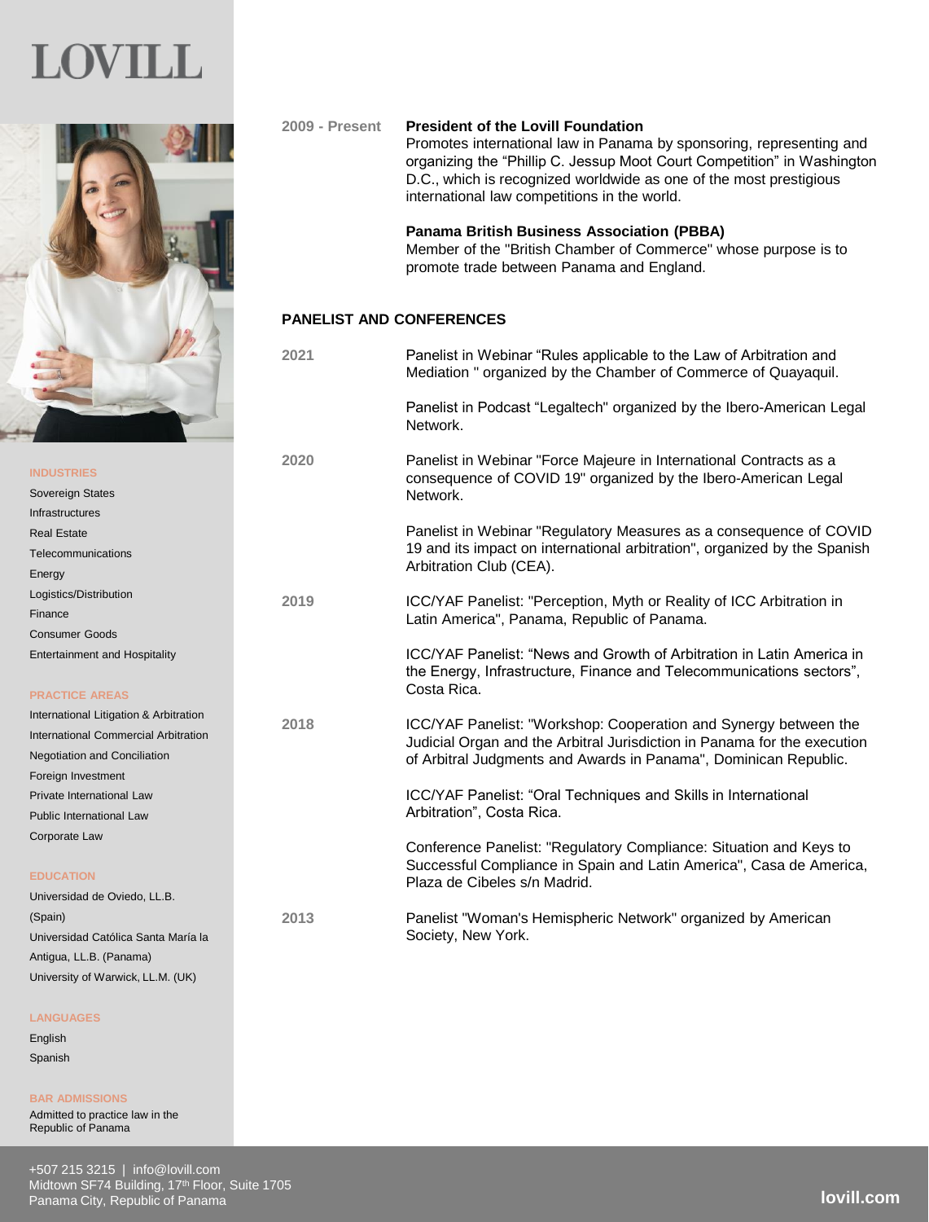# LOVILL

**INDUSTRIES**

Sovereign States
Infrastructures
Real Estate
Telecommunications
Energy
Logistics/Distribution
Finance
Consumer Goods
Entertainment and Hospitality

**PRACTICE AREAS**

International Litigation & Arbitration
International Commercial Arbitration
Negotiation and Conciliation
Foreign Investment
Private International Law
Public International Law
Corporate Law

**EDUCATION**

Universidad de Oviedo, LL.B. (Spain)
Universidad Católica Santa María la Antigua, LL.B. (Panama)
University of Warwick, LL.M. (UK)

**LANGUAGES**

English
Spanish

**BAR ADMISSIONS**

Admitted to practice law in the Republic of Panama

---

**2009 - Present** — **President of the Lovill Foundation**
Promotes international law in Panama by sponsoring, representing and organizing the "Phillip C. Jessup Moot Court Competition" in Washington D.C., which is recognized worldwide as one of the most prestigious international law competitions in the world.

**Panama British Business Association (PBBA)**
Member of the "British Chamber of Commerce" whose purpose is to promote trade between Panama and England.

## PANELIST AND CONFERENCES

**2021**

Panelist in Webinar "Rules applicable to the Law of Arbitration and Mediation " organized by the Chamber of Commerce of Quayaquil.

Panelist in Podcast "Legaltech" organized by the Ibero-American Legal Network.

**2020**

Panelist in Webinar "Force Majeure in International Contracts as a consequence of COVID 19" organized by the Ibero-American Legal Network.

Panelist in Webinar "Regulatory Measures as a consequence of COVID 19 and its impact on international arbitration", organized by the Spanish Arbitration Club (CEA).

**2019**

ICC/YAF Panelist: "Perception, Myth or Reality of ICC Arbitration in Latin America", Panama, Republic of Panama.

ICC/YAF Panelist: "News and Growth of Arbitration in Latin America in the Energy, Infrastructure, Finance and Telecommunications sectors", Costa Rica.

**2018**

ICC/YAF Panelist: "Workshop: Cooperation and Synergy between the Judicial Organ and the Arbitral Jurisdiction in Panama for the execution of Arbitral Judgments and Awards in Panama", Dominican Republic.

ICC/YAF Panelist: "Oral Techniques and Skills in International Arbitration", Costa Rica.

Conference Panelist: "Regulatory Compliance: Situation and Keys to Successful Compliance in Spain and Latin America", Casa de America, Plaza de Cibeles s/n Madrid.

**2013**

Panelist "Woman's Hemispheric Network" organized by American Society, New York.

---

+507 215 3215 | info@lovill.com
Midtown SF74 Building, 17th Floor, Suite 1705
Panama City, Republic of Panama

lovill.com